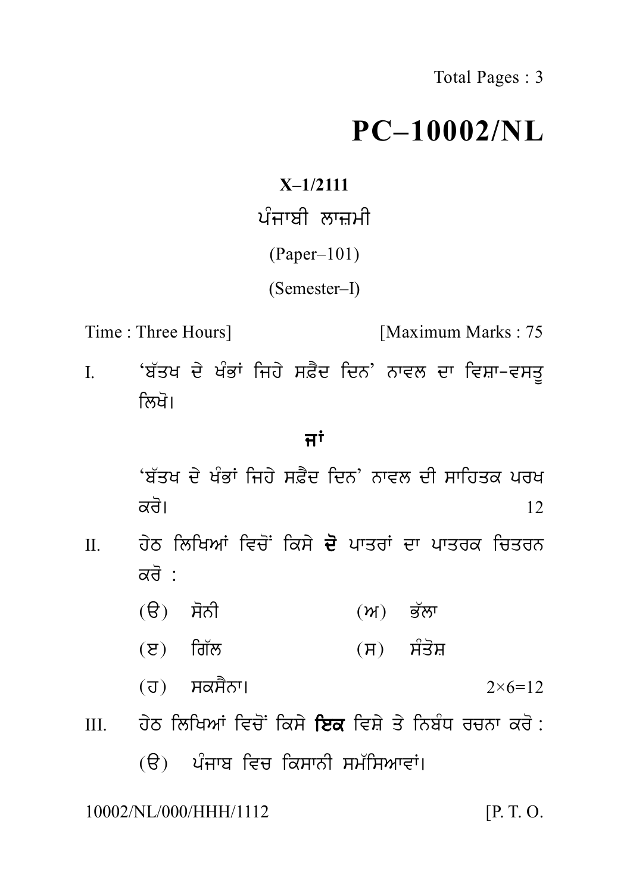Total Pages : 3

# PC–10002/NL

**X–1/2111**

ਪੰਜਾਬੀ ਲਾਜ਼ਮੀ

(Paper–101)

(Semester–I)

Time : Three Hours] [Maximum Marks : 75

I. 'ਬੱਤਖ ਦੇ ਖੰਭਾਂ ਜਿਹੇ ਸਫ਼ੈਦ ਦਿਨ' ਨਾਵਲ ਦਾ ਵਿਸ਼ਾ-ਵਸਤੂ ਲਿਖੋ।

**ਜਾਂ**

'ਬੱਤਖ ਦੇ ਖੰਭਾਂ ਜਿਹੇ ਸਫ਼ੈਦ ਦਿਨ' ਨਾਵਲ ਦੀ ਸਾਹਿਤਕ ਪਰਖ ਕਰੋ। 12

II. ਹੇਠ ਲਿਖਿਆਂ ਵਿਚੋਂ ਕਿਸੇ **ਦੋ** ਪਾਤਰਾਂ ਦਾ ਪਾਤਰਕ ਚਿਤਰਨ ਕਰੋ :

(ੳ) ਸੋਨੀ (ਅ) ਭੱਲਾ

(ੲ) ਗਿੱਲ (ਸ) ਸੰਤੋਸ਼

(ਹ) ਸਕਸੈਨਾ। $2\times6=12$

III. ਹੇਠ ਲਿਖਿਆਂ ਵਿਚੋਂ ਕਿਸੇ **ਇਕ** ਵਿਸ਼ੇ ਤੇ ਨਿਬੰਧ ਰਚਨਾ ਕਰੋ :

(ੳ) ਪੰਜਾਬ ਵਿਚ ਕਿਸਾਨੀ ਸਮੱਸਿਆਵਾਂ।

10002/NL/000/HHH/1112 [P. T. O.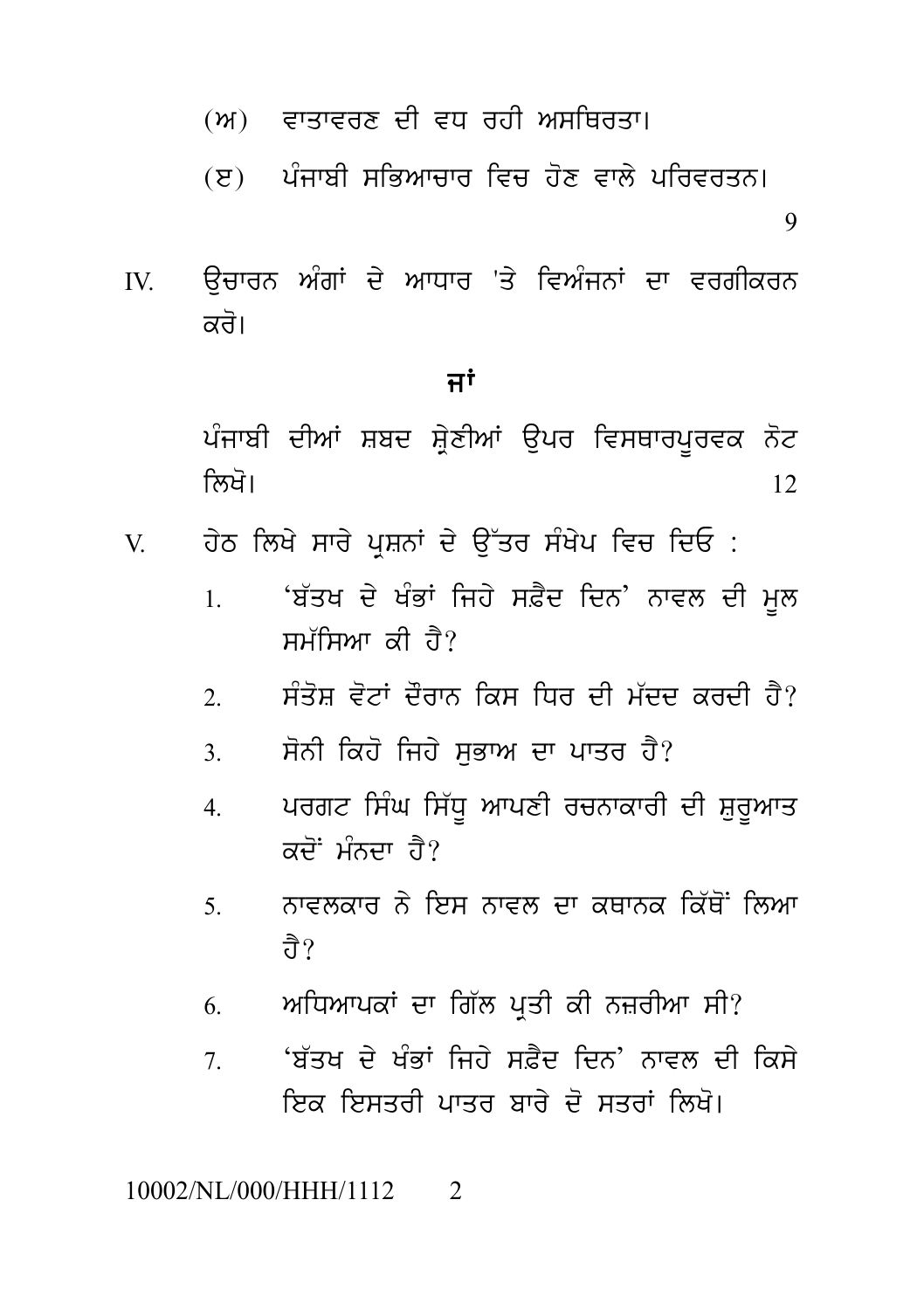(ਅ) ਵਾਤਾਵਰਣ ਦੀ ਵਧ ਰਹੀ ਅਸਥਿਰਤਾ।

(ੲ) ਪੰਜਾਬੀ ਸਭਿਆਚਾਰ ਵਿਚ ਹੋਣ ਵਾਲੇ ਪਰਿਵਰਤਨ।

9

IV. ਉਚਾਰਨ ਅੰਗਾਂ ਦੇ ਆਧਾਰ 'ਤੇ ਵਿਅੰਜਨਾਂ ਦਾ ਵਰਗੀਕਰਨ ਕਰੋ।

**ਜਾਂ**

ਪੰਜਾਬੀ ਦੀਆਂ ਸ਼ਬਦ ਸ਼੍ਰੇਣੀਆਂ ਉਪਰ ਵਿਸਥਾਰਪੂਰਵਕ ਨੋਟ ਲਿਖੋ। 12

V. ਹੇਠ ਲਿਖੇ ਸਾਰੇ ਪ੍ਰਸ਼ਨਾਂ ਦੇ ਉੱਤਰ ਸੰਖੇਪ ਵਿਚ ਦਿਓ :

1. 'ਬੱਤਖ ਦੇ ਖੰਭਾਂ ਜਿਹੇ ਸਫ਼ੈਦ ਦਿਨ' ਨਾਵਲ ਦੀ ਮੂਲ ਸਮੱਸਿਆ ਕੀ ਹੈ?
2. ਸੰਤੋਸ਼ ਵੋਟਾਂ ਦੌਰਾਨ ਕਿਸ ਧਿਰ ਦੀ ਮੱਦਦ ਕਰਦੀ ਹੈ?
3. ਸੋਨੀ ਕਿਹੋ ਜਿਹੇ ਸੁਭਾਅ ਦਾ ਪਾਤਰ ਹੈ?
4. ਪਰਗਟ ਸਿੰਘ ਸਿੱਧੂ ਆਪਣੀ ਰਚਨਾਕਾਰੀ ਦੀ ਸ਼ੁਰੂਆਤ ਕਦੋਂ ਮੰਨਦਾ ਹੈ?
5. ਨਾਵਲਕਾਰ ਨੇ ਇਸ ਨਾਵਲ ਦਾ ਕਥਾਨਕ ਕਿੱਥੋਂ ਲਿਆ ਹੈ?
6. ਅਧਿਆਪਕਾਂ ਦਾ ਗਿੱਲ ਪ੍ਰਤੀ ਕੀ ਨਜ਼ਰੀਆ ਸੀ?
7. 'ਬੱਤਖ ਦੇ ਖੰਭਾਂ ਜਿਹੇ ਸਫ਼ੈਦ ਦਿਨ' ਨਾਵਲ ਦੀ ਕਿਸੇ ਇਕ ਇਸਤਰੀ ਪਾਤਰ ਬਾਰੇ ਦੋ ਸਤਰਾਂ ਲਿਖੋ।

10002/NL/000/HHH/1112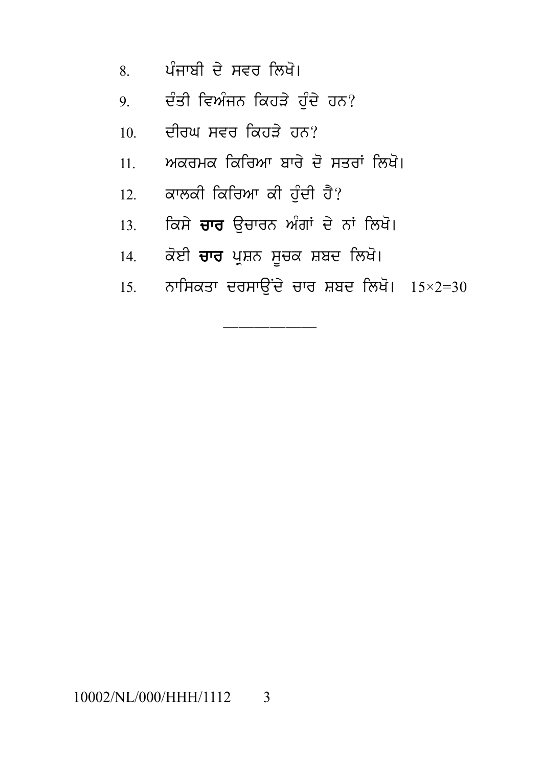8. ਪੰਜਾਬੀ ਦੇ ਸਵਰ ਲਿਖੋ।

9. ਦੰਤੀ ਵਿਅੰਜਨ ਕਿਹੜੇ ਹੁੰਦੇ ਹਨ?

10. ਦੀਰਘ ਸਵਰ ਕਿਹੜੇ ਹਨ?

11. ਅਕਰਮਕ ਕਿਰਿਆ ਬਾਰੇ ਦੋ ਸਤਰਾਂ ਲਿਖੋ।

12. ਕਾਲਕੀ ਕਿਰਿਆ ਕੀ ਹੁੰਦੀ ਹੈ?

13. ਕਿਸੇ **ਚਾਰ** ਉਚਾਰਨ ਅੰਗਾਂ ਦੇ ਨਾਂ ਲਿਖੋ।

14. ਕੋਈ **ਚਾਰ** ਪ੍ਰਸ਼ਨ ਸੂਚਕ ਸ਼ਬਦ ਲਿਖੋ।

15. ਨਾਸਿਕਤਾ ਦਰਸਾਉਂਦੇ ਚਾਰ ਸ਼ਬਦ ਲਿਖੋ। $15 \times 2 = 30$

———————

10002/NL/000/HHH/1112